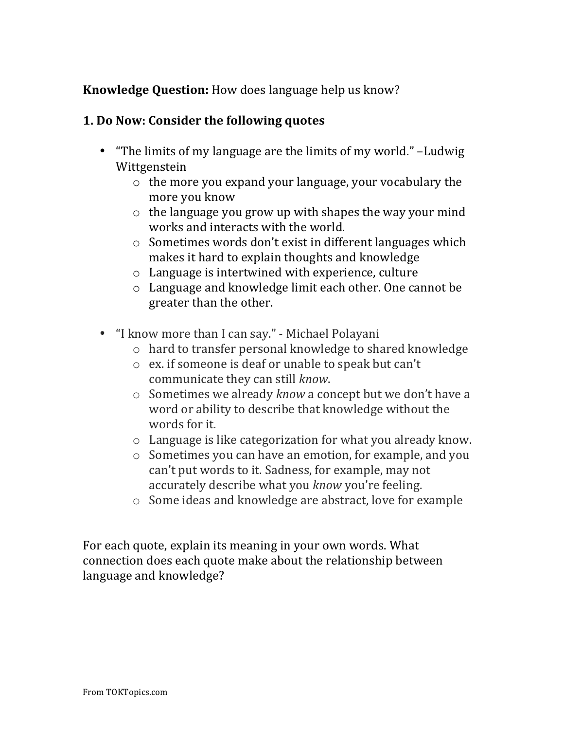**Knowledge Question:** How does language help us know?

**1. Do Now: Consider the following quotes**

- "The limits of my language are the limits of my world." –Ludwig Wittgenstein
  - the more you expand your language, your vocabulary the more you know
  - the language you grow up with shapes the way your mind works and interacts with the world.
  - Sometimes words don't exist in different languages which makes it hard to explain thoughts and knowledge
  - Language is intertwined with experience, culture
  - Language and knowledge limit each other. One cannot be greater than the other.

- "I know more than I can say." - Michael Polayani
  - hard to transfer personal knowledge to shared knowledge
  - ex. if someone is deaf or unable to speak but can't communicate they can still *know*.
  - Sometimes we already *know* a concept but we don't have a word or ability to describe that knowledge without the words for it.
  - Language is like categorization for what you already know.
  - Sometimes you can have an emotion, for example, and you can't put words to it. Sadness, for example, may not accurately describe what you *know* you're feeling.
  - Some ideas and knowledge are abstract, love for example

For each quote, explain its meaning in your own words. What connection does each quote make about the relationship between language and knowledge?

From TOKTopics.com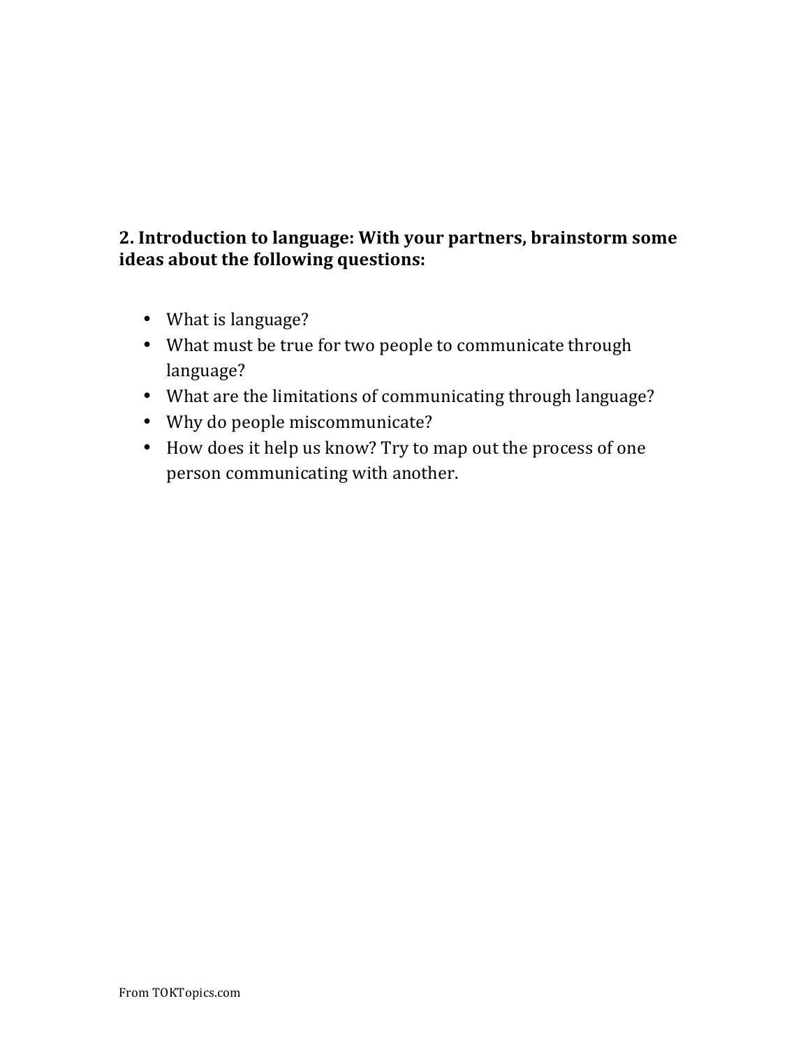**2. Introduction to language: With your partners, brainstorm some ideas about the following questions:**

- What is language?
- What must be true for two people to communicate through language?
- What are the limitations of communicating through language?
- Why do people miscommunicate?
- How does it help us know? Try to map out the process of one person communicating with another.

From TOKTopics.com